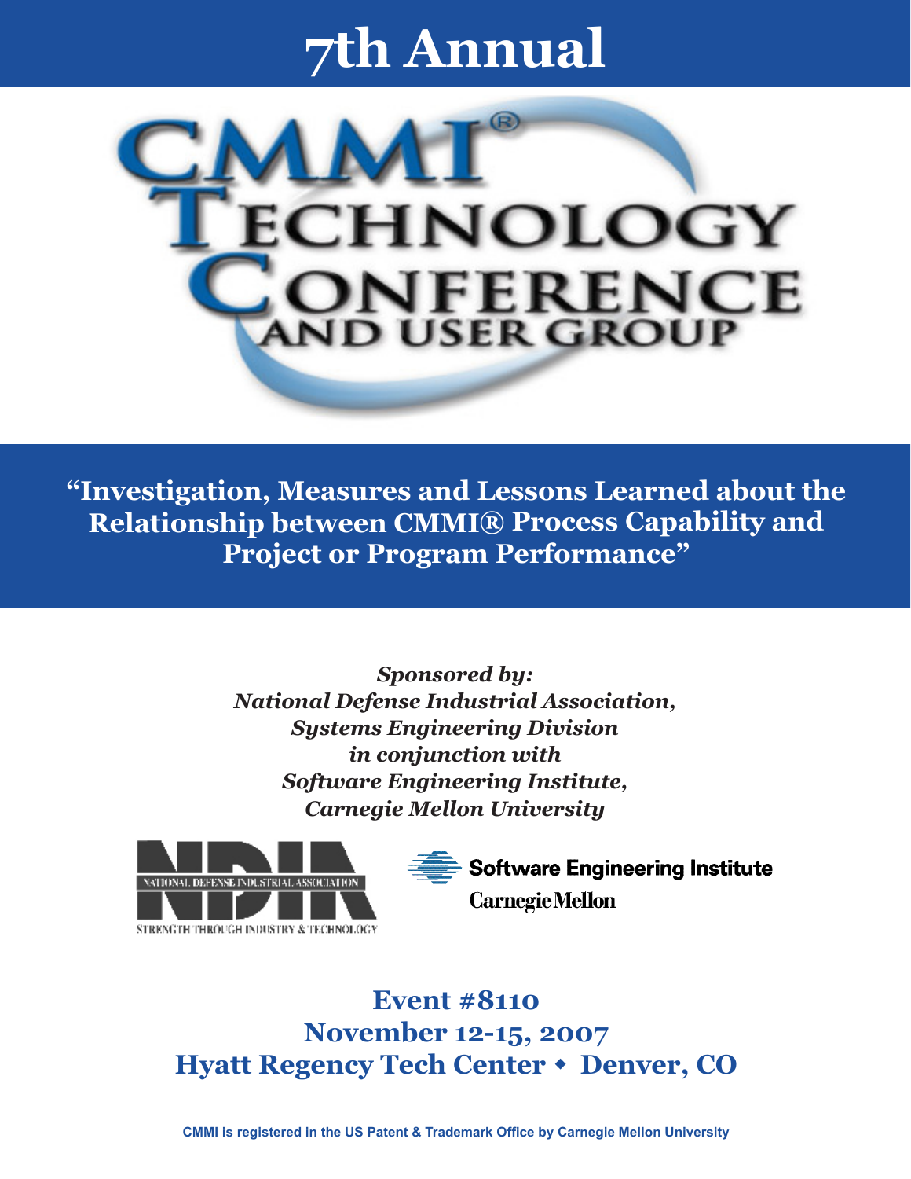# 7th Annual

# CMMI® Technology Conference and User Group

## "Investigation, Measures and Lessons Learned about the Relationship between CMMI® Process Capability and Project or Program Performance"

***Sponsored by:***
***National Defense Industrial Association,***
***Systems Engineering Division***
***in conjunction with***
***Software Engineering Institute,***
***Carnegie Mellon University***

NDIA NATIONAL DEFENSE INDUSTRIAL ASSOCIATION
STRENGTH THROUGH INDUSTRY & TECHNOLOGY

Software Engineering Institute
Carnegie Mellon

**Event #8110**
**November 12-15, 2007**
**Hyatt Regency Tech Center ◆ Denver, CO**

**CMMI is registered in the US Patent & Trademark Office by Carnegie Mellon University**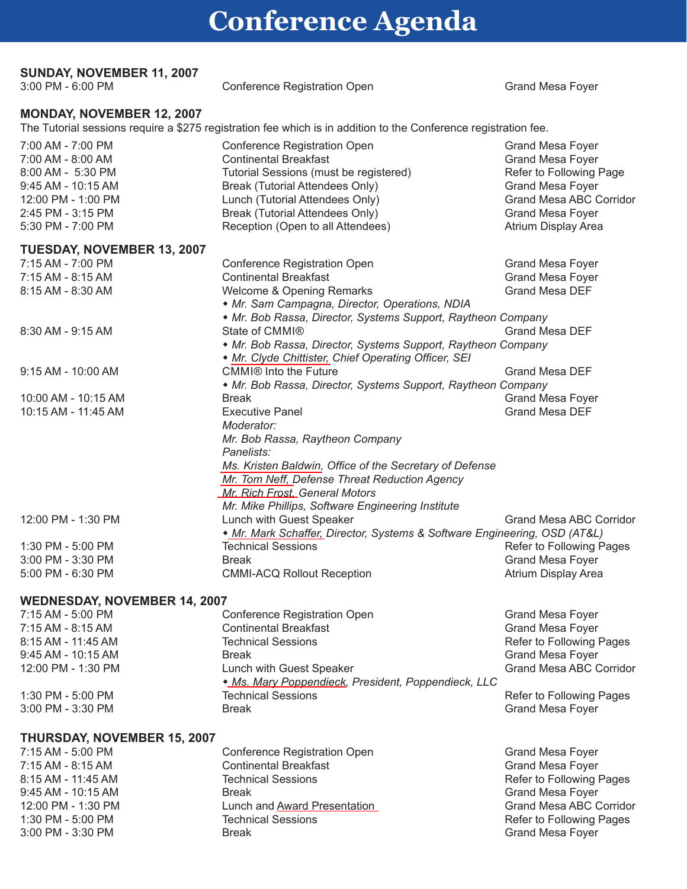# Conference Agenda

**SUNDAY, NOVEMBER 11, 2007**

| | | |
|---|---|---|
| 3:00 PM - 6:00 PM | Conference Registration Open | Grand Mesa Foyer |

**MONDAY, NOVEMBER 12, 2007**

The Tutorial sessions require a $275 registration fee which is in addition to the Conference registration fee.

| | | |
|---|---|---|
| 7:00 AM - 7:00 PM | Conference Registration Open | Grand Mesa Foyer |
| 7:00 AM - 8:00 AM | Continental Breakfast | Grand Mesa Foyer |
| 8:00 AM - 5:30 PM | Tutorial Sessions (must be registered) | Refer to Following Page |
| 9:45 AM - 10:15 AM | Break (Tutorial Attendees Only) | Grand Mesa Foyer |
| 12:00 PM - 1:00 PM | Lunch (Tutorial Attendees Only) | Grand Mesa ABC Corridor |
| 2:45 PM - 3:15 PM | Break (Tutorial Attendees Only) | Grand Mesa Foyer |
| 5:30 PM - 7:00 PM | Reception (Open to all Attendees) | Atrium Display Area |

**TUESDAY, NOVEMBER 13, 2007**

| | | |
|---|---|---|
| 7:15 AM - 7:00 PM | Conference Registration Open | Grand Mesa Foyer |
| 7:15 AM - 8:15 AM | Continental Breakfast | Grand Mesa Foyer |
| 8:15 AM - 8:30 AM | Welcome & Opening Remarks<br>• *Mr. Sam Campagna, Director, Operations, NDIA*<br>• *Mr. Bob Rassa, Director, Systems Support, Raytheon Company* | Grand Mesa DEF |
| 8:30 AM - 9:15 AM | State of CMMI®<br>• *Mr. Bob Rassa, Director, Systems Support, Raytheon Company*<br>• *Mr. Clyde Chittister, Chief Operating Officer, SEI* | Grand Mesa DEF |
| 9:15 AM - 10:00 AM | CMMI® Into the Future<br>• *Mr. Bob Rassa, Director, Systems Support, Raytheon Company* | Grand Mesa DEF |
| 10:00 AM - 10:15 AM | Break | Grand Mesa Foyer |
| 10:15 AM - 11:45 AM | Executive Panel<br>*Moderator:*<br>*Mr. Bob Rassa, Raytheon Company*<br>*Panelists:*<br>*Ms. Kristen Baldwin, Office of the Secretary of Defense*<br>*Mr. Tom Neff, Defense Threat Reduction Agency*<br>*Mr. Rich Frost, General Motors*<br>*Mr. Mike Phillips, Software Engineering Institute* | Grand Mesa DEF |
| 12:00 PM - 1:30 PM | Lunch with Guest Speaker<br>• *Mr. Mark Schaffer, Director, Systems & Software Engineering, OSD (AT&L)* | Grand Mesa ABC Corridor |
| 1:30 PM - 5:00 PM | Technical Sessions | Refer to Following Pages |
| 3:00 PM - 3:30 PM | Break | Grand Mesa Foyer |
| 5:00 PM - 6:30 PM | CMMI-ACQ Rollout Reception | Atrium Display Area |

**WEDNESDAY, NOVEMBER 14, 2007**

| | | |
|---|---|---|
| 7:15 AM - 5:00 PM | Conference Registration Open | Grand Mesa Foyer |
| 7:15 AM - 8:15 AM | Continental Breakfast | Grand Mesa Foyer |
| 8:15 AM - 11:45 AM | Technical Sessions | Refer to Following Pages |
| 9:45 AM - 10:15 AM | Break | Grand Mesa Foyer |
| 12:00 PM - 1:30 PM | Lunch with Guest Speaker<br>• *Ms. Mary Poppendieck, President, Poppendieck, LLC* | Grand Mesa ABC Corridor |
| 1:30 PM - 5:00 PM | Technical Sessions | Refer to Following Pages |
| 3:00 PM - 3:30 PM | Break | Grand Mesa Foyer |

**THURSDAY, NOVEMBER 15, 2007**

| | | |
|---|---|---|
| 7:15 AM - 5:00 PM | Conference Registration Open | Grand Mesa Foyer |
| 7:15 AM - 8:15 AM | Continental Breakfast | Grand Mesa Foyer |
| 8:15 AM - 11:45 AM | Technical Sessions | Refer to Following Pages |
| 9:45 AM - 10:15 AM | Break | Grand Mesa Foyer |
| 12:00 PM - 1:30 PM | Lunch and Award Presentation | Grand Mesa ABC Corridor |
| 1:30 PM - 5:00 PM | Technical Sessions | Refer to Following Pages |
| 3:00 PM - 3:30 PM | Break | Grand Mesa Foyer |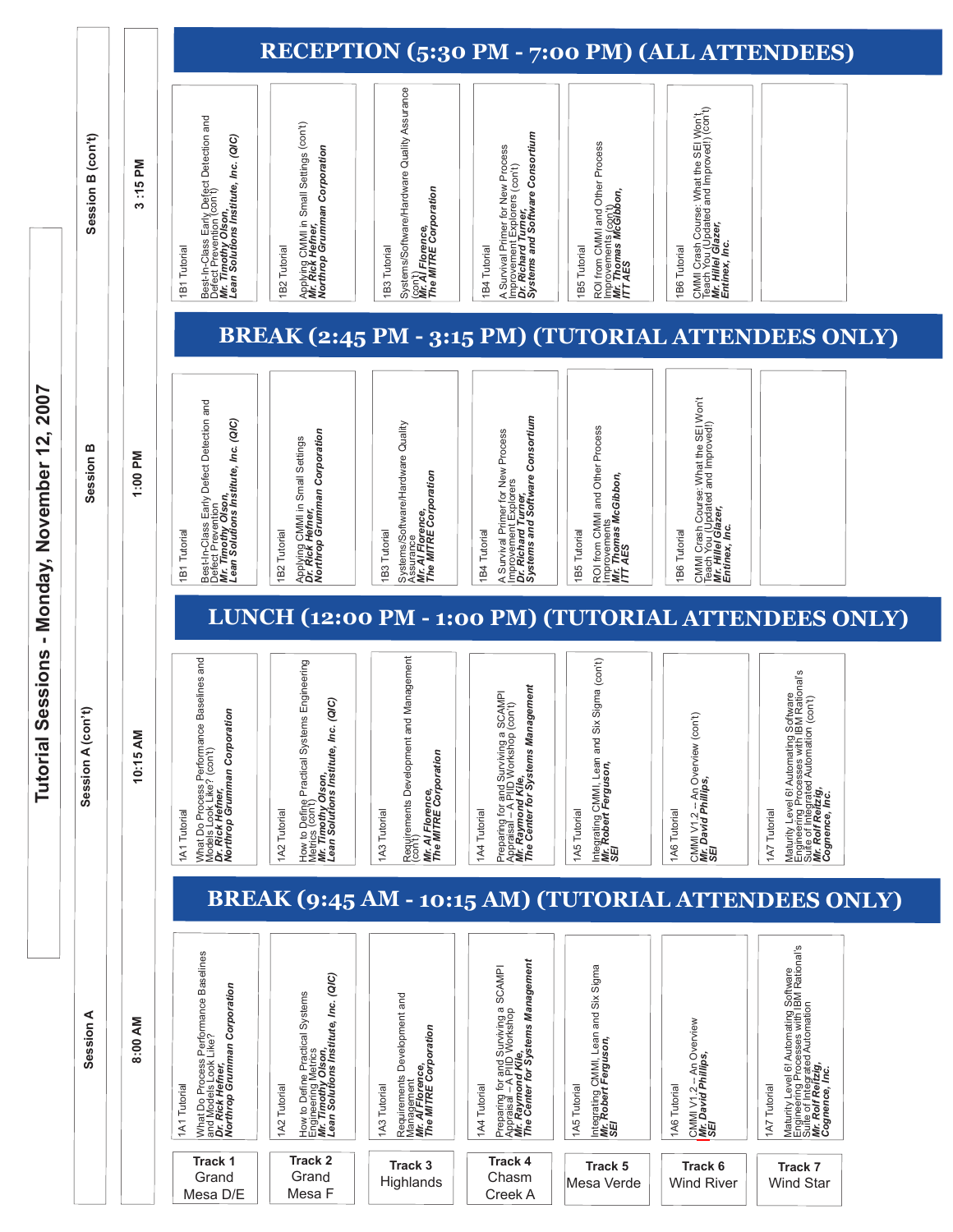# Tutorial Sessions - Monday, November 12, 2007

| | Track 1 Grand Mesa D/E | Track 2 Grand Mesa F | Track 3 Highlands | Track 4 Chasm Creek A | Track 5 Mesa Verde | Track 6 Wind River | Track 7 Wind Star |
|---|---|---|---|---|---|---|---|
| **Session A** 8:00 AM | 1A1 Tutorial<br>What Do Process Performance Baselines and Models Look Like?<br>***Dr. Rick Hefner, Northrop Grumman Corporation*** | 1A2 Tutorial<br>How to Define Practical Systems Engineering Metrics<br>***Mr. Timothy Olson, Lean Solutions Institute, Inc. (QIC)*** | 1A3 Tutorial<br>Requirements Development and Management<br>***Mr. Al Florence, The MITRE Corporation*** | 1A4 Tutorial<br>Preparing for and Surviving a SCAMPI Appraisal – A PIID Workshop<br>***Mr. Raymond Kile, The Center for Systems Management*** | 1A5 Tutorial<br>Integrating CMMI, Lean and Six Sigma<br>***Mr. Robert Ferguson, SEI*** | 1A6 Tutorial<br>CMMI V1.2 – An Overview<br>***Mr. David Phillips, SEI*** | 1A7 Tutorial<br>Maturity Level 6! Automating Software Engineering Processes with IBM Rational's Suite of Integrated Automation<br>***Mr. Rolf Reitzig, Cognence, Inc.*** |
| **BREAK (9:45 AM - 10:15 AM) (TUTORIAL ATTENDEES ONLY)** | | | | | | | |
| **Session A (con't)** 10:15 AM | 1A1 Tutorial<br>What Do Process Performance Baselines and Models Look Like? (con't)<br>***Dr. Rick Hefner, Northrop Grumman Corporation*** | 1A2 Tutorial<br>How to Define Practical Systems Engineering Metrics (con't)<br>***Mr. Timothy Olson, Lean Solutions Institute, Inc. (QIC)*** | 1A3 Tutorial<br>Requirements Development and Management (con't)<br>***Mr. Al Florence, The MITRE Corporation*** | 1A4 Tutorial<br>Preparing for and Surviving a SCAMPI Appraisal – A PIID Workshop (con't)<br>***Mr. Raymond Kile, The Center for Systems Management*** | 1A5 Tutorial<br>Integrating CMMI, Lean and Six Sigma (con't)<br>***Mr. Robert Ferguson, SEI*** | 1A6 Tutorial<br>CMMI V1.2 – An Overview (con't)<br>***Mr. David Phillips, SEI*** | 1A7 Tutorial<br>Maturity Level 6! Automating Software Engineering Processes with IBM Rational's Suite of Integrated Automation (con't)<br>***Mr. Rolf Reitzig, Cognence, Inc.*** |
| **LUNCH (12:00 PM - 1:00 PM) (TUTORIAL ATTENDEES ONLY)** | | | | | | | |
| **Session B** 1:00 PM | 1B1 Tutorial<br>Best-In-Class Early Defect Detection and Defect Prevention<br>***Mr. Timothy Olson, Lean Solutions Institute, Inc. (QIC)*** | 1B2 Tutorial<br>Applying CMMI in Small Settings<br>***Dr. Rick Hefner, Northrop Grumman Corporation*** | 1B3 Tutorial<br>Systems/Software/Hardware Quality Assurance<br>***Mr. Al Florence, The MITRE Corporation*** | 1B4 Tutorial<br>A Survival Primer for New Process Improvement Explorers<br>***Dr. Richard Turner, Systems and Software Consortium*** | 1B5 Tutorial<br>ROI from CMMI and Other Process Improvements<br>***Mr. Thomas McGibbon, ITT AES*** | 1B6 Tutorial<br>CMMI Crash Course: What the SEI Won't Teach You (Updated and Improved!)<br>***Mr. Hillel Glazer, Entinex, Inc.*** | |
| **BREAK (2:45 PM - 3:15 PM) (TUTORIAL ATTENDEES ONLY)** | | | | | | | |
| **Session B (con't)** 3:15 PM | 1B1 Tutorial<br>Best-In-Class Early Defect Detection and Defect Prevention (con't)<br>***Mr. Timothy Olson, Lean Solutions Institute, Inc. (QIC)*** | 1B2 Tutorial<br>Applying CMMI in Small Settings (con't)<br>***Mr. Rick Hefner, Northrop Grumman Corporation*** | 1B3 Tutorial<br>Systems/Software/Hardware Quality Assurance (con't)<br>***Mr. Al Florence, The MITRE Corporation*** | 1B4 Tutorial<br>A Survival Primer for New Process Improvement Explorers (con't)<br>***Dr. Richard Turner, Systems and Software Consortium*** | 1B5 Tutorial<br>ROI from CMMI and Other Process Improvements (con't)<br>***Mr. Thomas McGibbon, ITT AES*** | 1B6 Tutorial<br>CMMI Crash Course: What the SEI Won't Teach You (Updated and Improved!) (con't)<br>***Mr. Hillel Glazer, Entinex, Inc.*** | |
| **RECEPTION (5:30 PM - 7:00 PM) (ALL ATTENDEES)** | | | | | | | |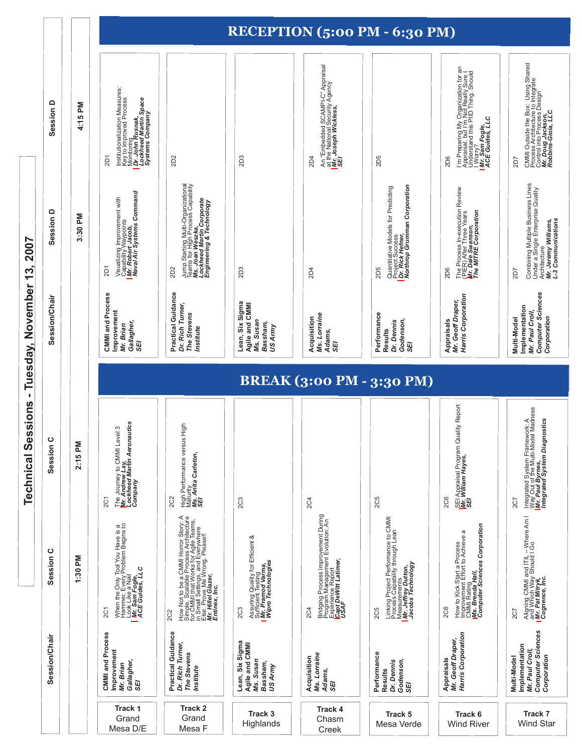# Technical Sessions - Tuesday, November 13, 2007

| | Session/Chair | Session C 1:30 PM | Session C 2:15 PM | | Session/Chair | Session D 3:30 PM | Session D 4:15 PM |
|---|---|---|---|---|---|---|---|
| **Track 1** Grand Mesa D/E | **CMMI and Process Improvement** ***Mr. Brian Gallagher, SEI*** | 2C1 When the Only Tool You Have is a Hammer, Every Problem Begins to Look Like a Nail ***Mr. Sam Fogle, ACE Guides, LLC*** | 2C1 The Journey to CMMI Level 3 ***Mr. Andrew Lay, Lockheed Martin Aeronautics Company*** | **BREAK (3:00 PM - 3:30 PM)** | **CMMI and Process Improvement** ***Mr. Brian Gallagher, SEI*** | 2D1 Visualizing Improvement with Capability Waypoints ***Mr. Robert Jacob, Naval Air Systems Command*** | 2D1 Institutionalization Measures: Key to Improved Process Monitoring ***Dr. John Rusnak, Lockheed Martin Space Systems Company*** |
| **Track 2** Grand Mesa F | **Practical Guidance** ***Dr. Rich Turner, The Stevens Institute*** | 2C2 How Not to be a CMMI Horror Story: A Simple, Scalable Process Architecture for CMMI that Works for Agile Teams, in Small Settings, and Everywhere Else. Prove Me Wrong. Please!! ***Mr. Hillel Glazer, Entinex, Inc.*** | 2C2 High Performance versus High Maturity ***Ms. Anita Carleton, SEI*** | | **Practical Guidance** ***Dr. Rich Turner, The Stevens Institute*** | 2D2 Jump Starting Multi-Organizational Teams for High Process Capability ***Ms. Joan Weszka, Lockheed Martin Corporate Engineering & Technology*** | 2D2 |
| **Track 3** Highlands | **Lean, Six Sigma Agile and CMMI** ***Ms. Susan Bassham, US Army*** | 2C3 Assuring Quality for Efficient & Sufficient Testing ***Mr. Pramod Varma, Wipro Technologies*** | 2C3 | | **Lean, Six Sigma Agile and CMMI** ***Ms. Susan Bassham, US Army*** | 2D3 | 2D3 |
| **Track 4** Chasm Creek | **Acquisition** ***Ms. Lorraine Adams, SEI*** | 2C4 Bridging Process Improvement During Program Management Evolution: An Experience Report ***Capt DeWitt Latimer, USAF*** | 2C4 | | **Acquisition** ***Ms. Lorraine Adams, SEI*** | 2D4 | 2D4 An "Embedded SCAMPI-C" Appraisal at the National Security Agency ***Mr. Joseph Wickless, SEI*** |
| **Track 5** Mesa Verde | **Performance Results** ***Dr. Dennis Goldenson, SEI*** | 2C5 Linking Project Performance to CMMI Process Capability through Lean Measurements ***Mr. Jeffrey Dutton, Jacobs Technology*** | 2C5 | | **Performance Results** ***Dr. Dennis Goldenson, SEI*** | 2D5 Quantitative Models for Predicting Project Success ***Dr. Rick Hefner, Northrop Grumman Corporation*** | 2D5 |
| **Track 6** Wind River | **Appraisals** ***Mr. Geoff Draper, Harris Corporation*** | 2C6 How to Kick Start a Process Improvement Effort to Achieve a CMMI Rating ***Ms. Brenda Hall, Computer Sciences Corporation*** | 2C6 SEI Appraisal Program Quality Report ***Mr. William Hayes, SEI*** | | **Appraisals** ***Mr. Geoff Draper, Harris Corporation*** | 2D6 The Process In-execution Review (PIER) After Three Years ***Mr. Dale Swanson, The MITRE Corporation*** | 2D6 I'm Preparing My Organization for an Appraisal, but I'm Not Really Sure I Understand this PIID Thing. Should I Worry? ***Mr. Sam Fogle, ACE Guides, LLC*** |
| **Track 7** Wind Star | **Multi-Model Implementation** ***Mr. Paul Croll, Computer Sciences Corporation*** | 2C7 Aligning CMMI and ITIL – Where Am I and Which Way Should I Go ***Mr. Pat Mitryk, Cognence, Inc.*** | 2C7 Integrated System Framework: A Way Out of the Multi-Model Madness ***Mr. Paul Byrnes, Integrated System Diagnostics*** | | **Multi-Model Implementation** ***Mr. Paul Croll, Computer Sciences Corporation*** | 2D7 Combining Multiple Business Lines Under a Single Enterprise Quality Architecture ***Mr. Jeremy Williams, L-3 Communications*** | 2D7 CMMI Outside the Box: Using Shared Process Architecture to Integrate Control into Process Design ***Mr. Doug Jackson, Robbins-Gioia, LLC*** |

**RECEPTION (5:00 PM - 6:30 PM)**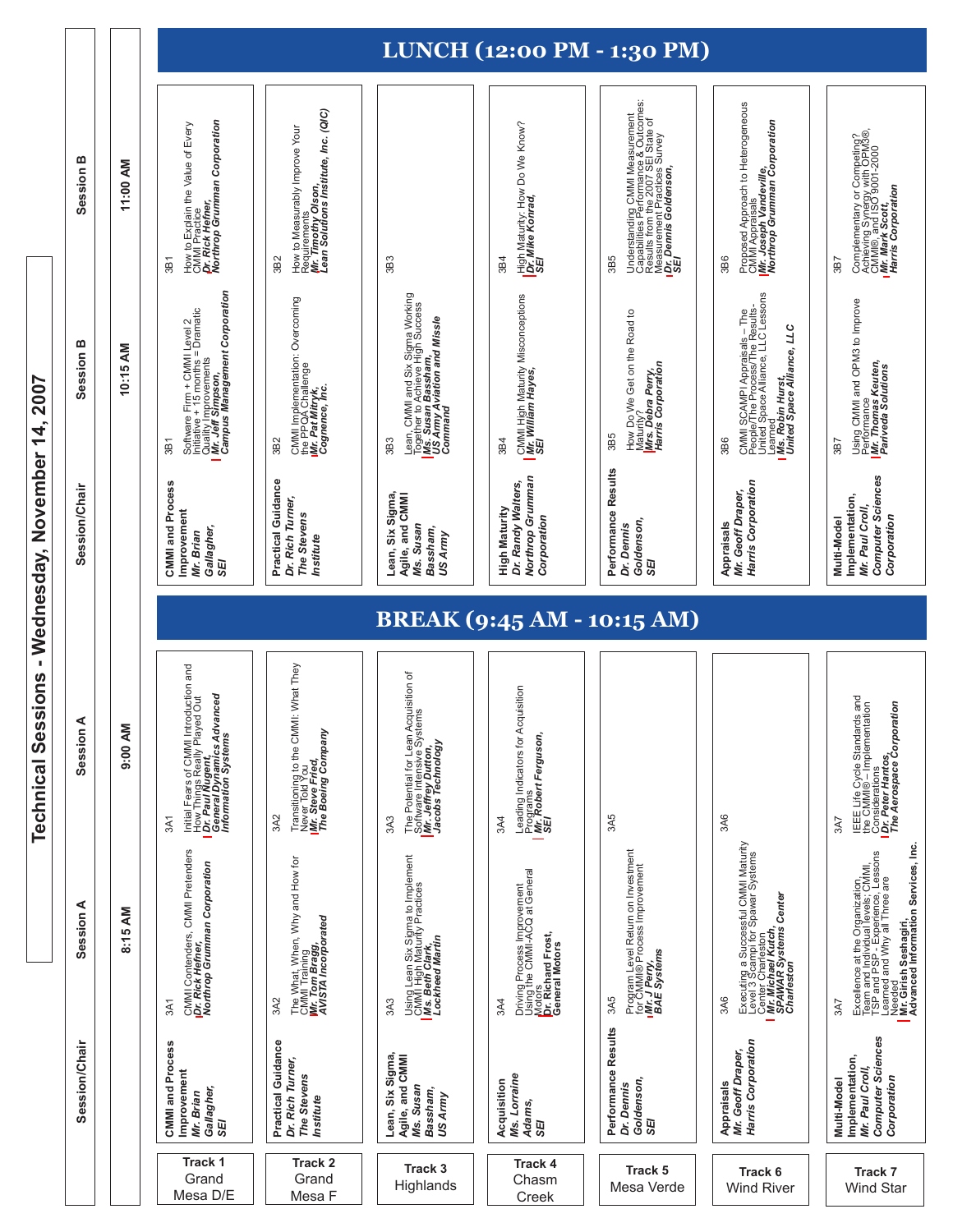# Technical Sessions - Wednesday, November 14, 2007

| | Session/Chair | Session A 8:15 AM | Session A 9:00 AM | | Session/Chair | Session B 10:15 AM | Session B 11:00 AM |
|---|---|---|---|---|---|---|---|
| **Track 1** Grand Mesa D/E | **CMMI and Process Improvement** *Mr. Brian Gallagher, SEI* | 3A1 CMMI Contenders, CMMI Pretenders *Dr. Rick Hefner, Northrop Grumman Corporation* | 3A1 Initial Fears of CMMI Introduction and How Things Really Played Out *Dr. Paul Nugent, General Dynamics Advanced Information Systems* | **BREAK (9:45 AM - 10:15 AM)** | **CMMI and Process Improvement** *Mr. Brian Gallagher, SEI* | 3B1 Software Firm + CMMI Level 2 Initiative + 15 months = Dramatic Quality Improvements *Mr. Jeff Simpson, Campus Management Corporation* | 3B1 How to Explain the Value of Every CMMI Practice *Dr. Rick Hefner, Northrop Grumman Corporation* |
| **Track 2** Grand Mesa F | **Practical Guidance** *Dr. Rich Turner, The Stevens Institute* | 3A2 The What, When, Why and How for CMMI Training *Mr. Tom Bragg, AVISTA Incorporated* | 3A2 Transitioning to the CMMI: What They Never Told You *Mr. Steve Fried, The Boeing Company* | | **Practical Guidance** *Dr. Rich Turner, The Stevens Institute* | 3B2 CMMI Implementation: Overcoming the PPQA Challenge *Mr. Pat Mitryk, Cognence, Inc.* | 3B2 How to Measurably Improve Your Requirements *Mr. Timothy Olson, Lean Solutions Institute, Inc. (QIC)* |
| **Track 3** Highlands | **Lean, Six Sigma, Agile, and CMMI** *Ms. Susan Bassham, US Army* | 3A3 Using Lean Six Sigma to Implement CMMI High Maturity Practices *Ms. Beth Clark, Lockheed Martin* | 3A3 The Potential for Lean Acquisition of Software Intensive Systems *Mr. Jeffrey Dutton, Jacobs Technology* | | **Lean, Six Sigma, Agile, and CMMI** *Ms. Susan Bassham, US Army* | 3B3 Lean, CMMI and Six Sigma Working Together to Achieve High Success *Ms. Susan Bassham, US Army Aviation and Missle Command* | 3B3 |
| **Track 4** Chasm Creek | **Acquisition** *Ms. Lorraine Adams, SEI* | 3A4 Driving Process Improvement Using the CMMI-ACQ at General Motors *Dr. Richard Frost, General Motors* | 3A4 Leading Indicators for Acquisition Programs *Mr. Robert Ferguson, SEI* | | **High Maturity** *Dr. Randy Walters, Northrop Grumman Corporation* | 3B4 CMMI High Maturity Misconceptions *Mr. William Hayes, SEI* | 3B4 High Maturity: How Do We Know? *Dr. Mike Konrad, SEI* |
| **Track 5** Mesa Verde | **Performance Results** *Dr. Dennis Goldenson, SEI* | 3A5 Program Level Return on Investment for CMMI® Process Improvement *Mr. J Perry, BAE Systems* | 3A5 | | **Performance Results** *Dr. Dennis Goldenson, SEI* | 3B5 How Do We Get on the Road to Maturity? *Mrs. Debra Perry, Harris Corporation* | 3B5 Understanding CMMI Measurement Capabilities Performance & Outcomes: Results from the 2007 SEI State of Measurement Practices Survey *Dr. Dennis Goldenson, SEI* |
| **Track 6** Wind River | **Appraisals** *Mr. Geoff Draper, Harris Corporation* | 3A6 Executing a Successful CMMI Maturity Level 3 Scampi for Spawar Systems Center Charleston *Mr. Michael Kutch, SPAWAR Systems Center Charleston* | 3A6 | | **Appraisals** *Mr. Geoff Draper, Harris Corporation* | 3B6 CMMI SCAMPI Appraisals – The People/The Process/The Results- United Space Alliance, LLC Lessons Learned *Ms. Robin Hurst, United Space Alliance, LLC* | 3B6 Proposed Approach to Heterogeneous CMMI Appraisals *Mr. Joseph Vandeville, Northrop Grumman Corporation* |
| **Track 7** Wind Star | **Multi-Model Implementation,** *Mr. Paul Croll, Computer Sciences Corporation* | 3A7 Excellence at the Organization, Team and Individual levels: CMMI, TSP and PSP - Experience, Lessons Learned and Why all Three are Needed *Mr. Girish Seshagiri, Advanced Information Services, Inc.* | 3A7 IEEE Life Cycle Standards and the CMMI® – Implementation Considerations *Dr. Peter Hantos, The Aerospace Corporation* | | **Multi-Model Implementation,** *Mr. Paul Croll, Computer Sciences Corporation* | 3B7 Using CMMI and OPM3 to Improve Performance *Mr. Thomas Keuten, Panveda Solutions* | 3B7 Complementary or Competing? Achieving Synergy with OPM3®, CMMI®, and ISO 9001-2000 *Mr. Mark Scott, Harris Corporation* |

**LUNCH (12:00 PM - 1:30 PM)**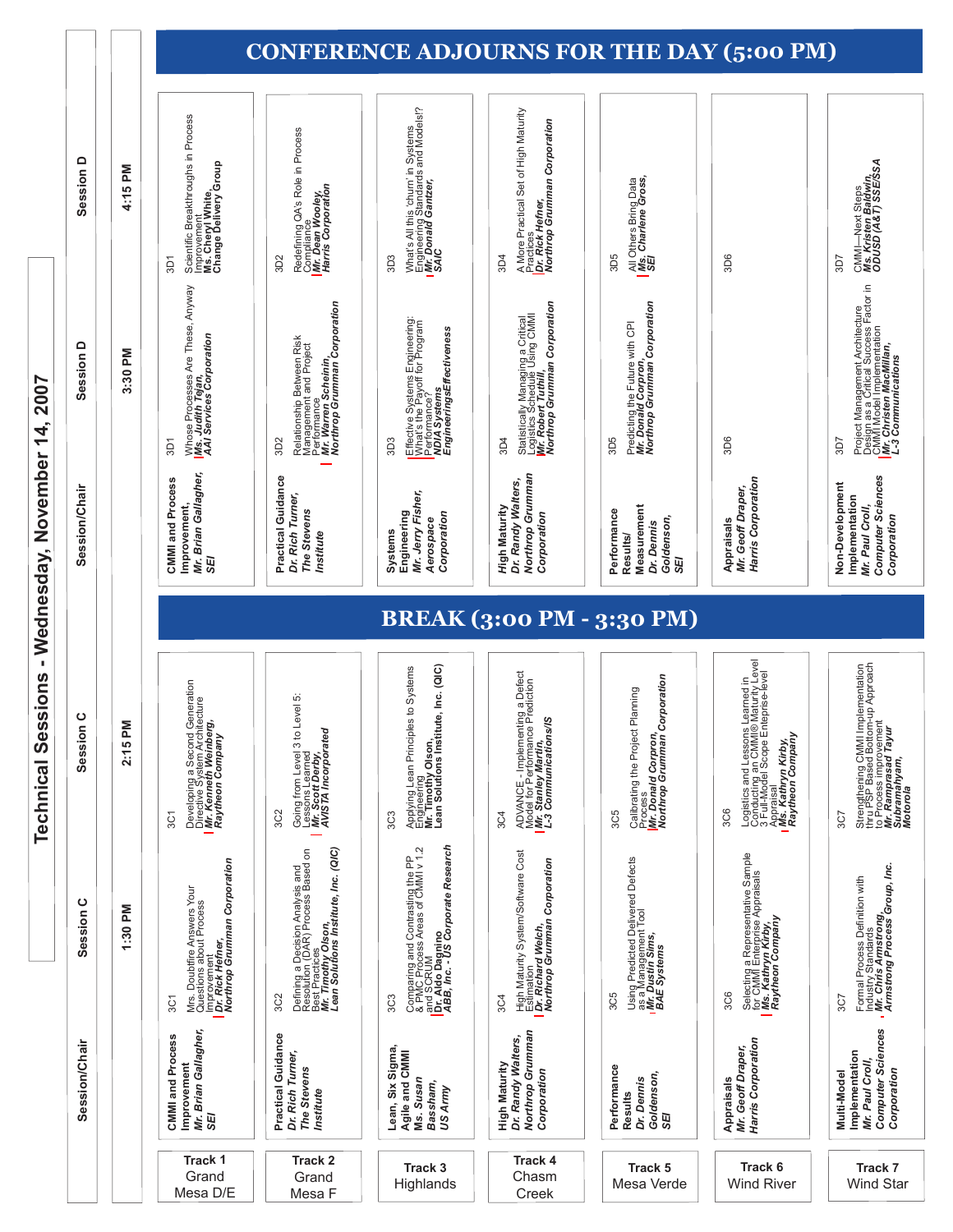# Technical Sessions - Wednesday, November 14, 2007

| | Session/Chair | Session C 1:30 PM | Session C 2:15 PM | | Session/Chair | Session D 3:30 PM | Session D 4:15 PM | |
|---|---|---|---|---|---|---|---|---|
| **Track 1** Grand Mesa D/E | **CMMI and Process Improvement** *Mr. Brian Gallagher, SEI* | 3C1 Mrs. Doubtfire Answers Your Questions about Process Improvement ***Dr. Rick Hefner, Northrop Grumman Corporation*** | 3C1 Developing a Second Generation Directive System Architecture ***Mr. Kenneth Weinberg, Raytheon Company*** | **BREAK (3:00 PM - 3:30 PM)** | **CMMI and Process Improvement,** *Mr. Brian Gallagher, SEI* | 3D1 Whose Processes Are These, Anyway ***Ms. Judith Tejan, AAI Services Corporation*** | 3D1 Scientific Breakthroughs in Process Improvement ***Ms. Cheryl White, Change Delivery Group*** | **CONFERENCE ADJOURNS FOR THE DAY (5:00 PM)** |
| **Track 2** Grand Mesa F | **Practical Guidance** *Dr. Rich Turner, The Stevens Institute* | 3C2 Defining a Decision Analysis and Resolution (DAR) Process Based on Best Practices ***Mr. Timothy Olson, Lean Solutions Institute, Inc. (QIC)*** | 3C2 Going from Level 3 to Level 5: Lessons Learned ***Mr. Scott Derby, AVISTA Incorporated*** | | **Practical Guidance** *Dr. Rich Turner, The Stevens Institute* | 3D2 Relationship Between Risk Management and Project Performance ***Mr. Warren Scheinin, Northrop Grumman Corporation*** | 3D2 Redefining QA's Role in Process Compliance ***Mr. Dean Wooley, Harris Corporation*** | |
| **Track 3** Highlands | **Lean, Six Sigma, Agile and CMMI** *Ms. Susan Bassham, US Army* | 3C3 Comparing and Contrasting the PP & PMC Process Areas of CMMI v 1.2 and SCRUM ***Dr. Aldo Dagnino, ABB, Inc. - US Corporate Research*** | 3C3 Applying Lean Principles to Systems Engineering ***Mr. Timothy Olson, Lean Solutions Institute, Inc. (QIC)*** | | **Systems Engineering** *Mr. Jerry Fisher, Aerospace Corporation* | 3D3 Effective Systems Engineering: What's the Payoff for Program Performance? ***NDIA Systems Engineering Effectiveness*** | 3D3 What's All this 'churn' in Systems Engineering Standards and Models!? ***Mr. Donald Gantzer, SAIC*** | |
| **Track 4** Chasm Creek | **High Maturity** *Dr. Randy Walters, Northrop Grumman Corporation* | 3C4 High Maturity System/Software Cost Estimation ***Dr. Richard Welch, Northrop Grumman Corporation*** | 3C4 ADVANCE - Implementing a Defect Model for Performance Prediction ***Mr. Stanley Martin, L-3 Communications/IS*** | | **High Maturity** *Dr. Randy Walters, Northrop Grumman Corporation* | 3D4 Statistically Managing a Critical Logistics Schedule Using CMMI ***Mr. Robert Tuthill, Northrop Grumman Corporation*** | 3D4 A More Practical Set of High Maturity Practices ***Dr. Rick Hefner, Northrop Grumman Corporation*** | |
| **Track 5** Mesa Verde | **Performance Results** *Dr. Dennis Goldenson, SEI* | 3C5 Using Predicted Delivered Defects as a Management Tool ***Mr. Dustin Sims, BAE Systems*** | 3C5 Calibrating the Project Planning Process ***Mr. Donald Corpron, Northrop Grumman Corporation*** | | **Performance Results/ Measurement** *Dr. Dennis Goldenson, SEI* | 3D5 Predicting the Future with CPI ***Mr. Donald Corpron, Northrop Grumman Corporation*** | 3D5 All Others Bring Data ***Ms. Charlene Gross, SEI*** | |
| **Track 6** Wind River | **Appraisals** *Mr. Geoff Draper, Harris Corporation* | 3C6 Selecting a Representative Sample for CMMI Enterprise Appraisals ***Ms. Kathryn Kirby, Raytheon Company*** | 3C6 Logistics and Lessons Learned in Conducting an CMMI® Maturity Level 3 Full-Model Scope Enterprise-level Appraisal ***Ms. Kathryn Kirby, Raytheon Company*** | | **Appraisals** *Mr. Geoff Draper, Harris Corporation* | 3D6 | 3D6 | |
| **Track 7** Wind Star | **Multi-Model Implementation** *Mr. Paul Croll, Computer Sciences Corporation* | 3C7 Formal Process Definition with Industry Standards ***Mr. Chris Armstrong, Armstrong Process Group, Inc.*** | 3C7 Strengthening CMMI Implementation thru PSP Based Bottom-up Approach to Process improvement ***Mr. Ramprasad Tayur Subramanyam, Motorola*** | | **Non-Development Implementation** *Mr. Paul Croll, Computer Sciences Corporation* | 3D7 Project Management Architecture Design as a Critical Success Factor in CMMI Model Implementation ***Mr. Christen MacMillan, L-3 Communications*** | 3D7 CMMI—Next Steps ***Ms. Kristen Baldwin, ODUSD (A&T) SSE/SSA*** | |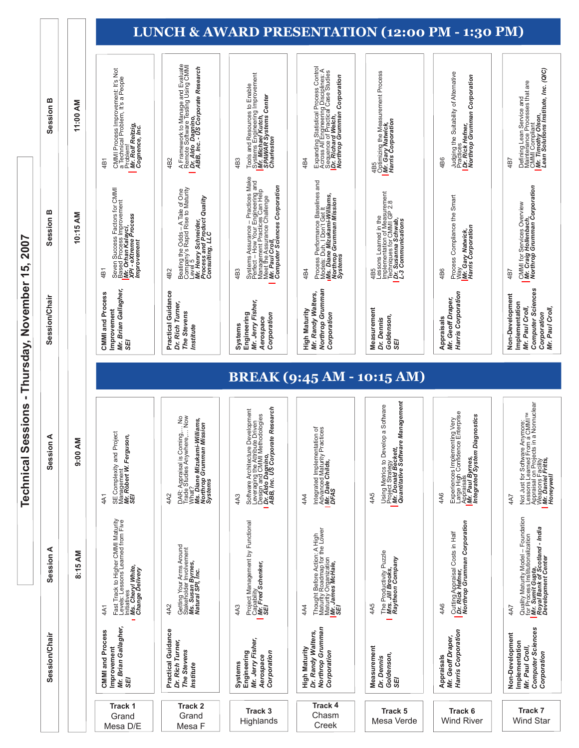# Technical Sessions - Thursday, November 15, 2007

| | Session/Chair | Session A 8:15 AM | Session A 9:00 AM | | Session/Chair | Session B 10:15 AM | Session B 11:00 AM |
|---|---|---|---|---|---|---|---|
| **Track 1** Grand Mesa D/E | **CMMI and Process Improvement** *Mr. Brian Gallagher, SEI* | 4A1 Fast Track to Higher CMMI Maturity Levels: Lessons Learned from Five Initiatives *Ms. Cheryl White, Change Delivery* | 4A1 SE Complexity and Project Management *Mr. Robert W. Ferguson, SEI* | **BREAK (9:45 AM - 10:15 AM)** | **CMMI and Process Improvement** *Mr. Brian Gallagher, SEI* | 4B1 Seven Success Factors for CMMI Based Process Improvement *Mr. Orhan Kalayci, XPI - eXtreme Process Improvement* | 4B1 CMMI Process Improvement: It's Not a Technical Problem, It's a People Problem *Mr. Rolf Reitzig, Cognence, Inc.* |
| **Track 2** Grand Mesa F | **Practical Guidance** *Dr. Rich Turner, The Stevens Institute* | 4A2 Getting Your Arms Around Stakeholder Involvement *Ms. Susan Byrnes, Natural SPI, Inc.* | 4A2 DAR: Appraisal is Coming…. No Trade Studies Anywhere…. Now What? *Ms. Diane Mizukami-Williams, Northrop Grumman Mission Systems* | | **Practical Guidance** *Dr. Rich Turner, The Stevens Institute* | 4B2 Beating the Odds – A Tale of One Company's Rapid Rise to Maturity Level 5 *Mr. Henry Schneider, Process and Product Quality Consulting, LLC* | 4B2 A Framework to Manage and Evaluate Remote Software Testing Using CMMI *Dr. Aldo Dagnino, ABB, Inc. - US Corporate Research* |
| **Track 3** Highlands | **Systems Engineering** *Mr. Jerry Fisher, Aerospace Corporation* | 4A3 Project Management by Functional Capability *Mr. Fred Schenker, SEI* | 4A3 Software Architecture Development Leveraging the Attribute Driven Design and CMMI Methodologies *Dr. Aldo Dagnino, ABB, Inc. US Corporate Research* | | **Systems Engineering** *Mr. Jerry Fisher, Aerospace Corporation* | 4B3 Systems Assurance – Practices Make Perfect – How Your Engineering and Management Practices Can Help Meet the Assurance Challenge *Mr. Paul Croll, Computer Sciences Corporation* | 4B3 Tools and Resources to Enable Systems Engineering Improvement *Mr. Michael Kutch, SPAWAR Systems Center Charleston* |
| **Track 4** Chasm Creek | **High Maturity** *Dr. Randy Walters, Northrop Grumman Corporation* | 4A4 Thought Before Action: A High Maturity Roadmap for the Lower Maturity Organization *Mr. James McHale, SEI* | 4A4 Integrated Implementation of Advanced Maturity Practices *Mr. Dale Childs, DFAS* | | **High Maturity** *Mr. Randy Walters, Northrop Grumman Corporation* | 4B4 Process Performance Baselines and Models: Duh, I Don't Get It *Ms. Diane Mizukami-Williams, Northrop Grumman Mission Systems* | 4B4 Expanding Statistical Process Control Across All Engineering Disciplines: A Sequence of Practical Case Studies *Dr. Richard Welch, Northrop Grumman Corporation* |
| **Track 5** Mesa Verde | **Measurement** *Dr. Dennis Goldenson, SEI* | 4A5 The Productivity Puzzle *Mrs. Jill Brooks, Raytheon Company* | 4A5 Using Metrics to Develop a Software Project Strategy *Mr. Donald Beckett, Quantitative Software Management* | | **Measurement** *Dr. Dennis Goldenson, SEI* | 4B5 Lessons Learned in the Implementation of Measurement Techniques for CMMI GP 2.8 *Dr. Susanna Schwab, L-3 Communications* | 4B5 Optimizing the Measurement Process *Mr. Gary Natwick, Harris Corporation* |
| **Track 6** Wind River | **Appraisals** *Mr. Geoff Draper, Harris Corporation* | 4A6 Cutting Appraisal Costs in Half *Dr. Rick Hefner, Northrop Grumman Corporation* | 4A6 Experiences Implementing Very Large High Confidence Enterprise Appraisals *Mr. Paul Byrnes, Integrated System Diagnostics* | | **Appraisals** *Mr. Geoff Draper, Harris Corporation* | 4B6 Process Compliance the Smart Way *Mr. Gary Natwick, Harris Corporation* | 4B6 Judging the Suitability of Alternative Practices *Dr. Rick Hefner, Northrop Grumman Corporation* |
| **Track 7** Wind Star | **Non-Development Implementation** *Mr. Paul Croll, Computer Sciences Corporation* | 4A7 Quality Maturity Model – Foundation for Process Institutionalization *Mr. Sumit Gupta, Royal Bank of Scotland - India Development Center* | 4A7 Not Just for Software Anymore: Lessons Learned From a CMMI™ Appraisal on Projects in a Nonnuclear Weapons Facility *Mr. Daniel Fritts, Honeywell* | | **Non-Development Implementation** *Mr. Paul Croll, Computer Sciences Corporation* *Mr. Paul Croll,* | 4B7 CMMI for Services Overview *Mr. Craig Hollenbach, Northrop Grumman Corporation* | 4B7 Defining Lean Service and Maintenance Processes that are CMMI Compliant *Mr. Timothy Olson, Lean Solutions Institute, Inc. (QIC)* |

**LUNCH & AWARD PRESENTATION (12:00 PM - 1:30 PM)**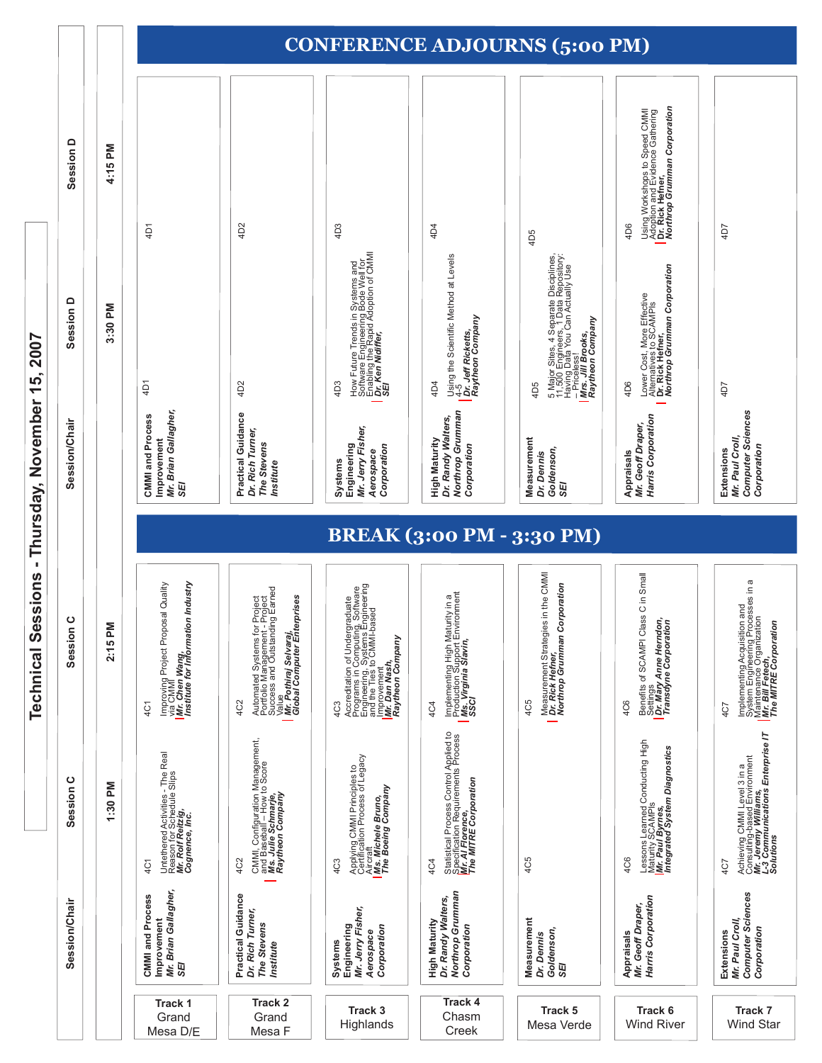# Technical Sessions - Thursday, November 15, 2007

| | Session/Chair | Session C 1:30 PM | Session C 2:15 PM | | Session/Chair | Session D 3:30 PM | Session D 4:15 PM |
|---|---|---|---|---|---|---|---|
| Track 1 Grand Mesa D/E | CMMI and Process Improvement *Mr. Brian Gallagher, SEI* | 4C1 Untethered Activities - The Real Reason for Schedule Slips *Mr. Rolf Reitzig, Cognence, Inc.* | 4C1 Improving Project Proposal Quality via CMMI *Mr. Chen Wang, Institute for Information Industry* | BREAK (3:00 PM - 3:30 PM) | CMMI and Process Improvement *Mr. Brian Gallagher, SEI* | 4D1 | 4D1 |
| Track 2 Grand Mesa F | Practical Guidance *Dr. Rich Turner, The Stevens Institute* | 4C2 CMMI, Configuration Management, and Baseball – How to Score *Ms. Julie Schmarje, Raytheon Company* | 4C2 Automated Systems for Project Portfolio Management - Project Success and Outstanding Earned Value *Mr. Pothiraj Selvaraj, Global Computer Enterprises* | | Practical Guidance *Dr. Rich Turner, The Stevens Institute* | 4D2 | 4D2 |
| Track 3 Highlands | Systems Engineering *Mr. Jerry Fisher, Aerospace Corporation* | 4C3 Applying CMMI Principles to Certification Process of Legacy Aircraft *Ms. Michele Bruno, The Boeing Company* | 4C3 Accreditation of Undergraduate Programs in Computing, Software Engineering, Systems Engineering and the Ties to CMMI-based Improvement *Mr. Dan Nash, Raytheon Company* | | Systems Engineering *Mr. Jerry Fisher, Aerospace Corporation* | 4D3 How Future Trends in Systems and Software Engineering Bode Well for Enabling the Rapid Adoption of CMMI *Dr. Ken Nidiffer, SEI* | 4D3 |
| Track 4 Chasm Creek | High Maturity *Dr. Randy Walters, Northrop Grumman Corporation* | 4C4 Statistical Process Control Applied to Specification Requirements Process *Mr. Al Florence, The MITRE Corporation* | 4C4 Implementing High Maturity in a Production Support Environment *Ms. Virginia Slavin, SSCI* | | High Maturity *Dr. Randy Walters, Northrop Grumman Corporation* | 4D4 Using the Scientific Method at Levels 4-5 *Dr. Jeff Ricketts, Raytheon Company* | 4D4 |
| Track 5 Mesa Verde | Measurement *Dr. Dennis Goldenson, SEI* | 4C5 | 4C5 Measurement Strategies in the CMMI *Dr. Rick Hefner, Northrop Grumman Corporation* | | Measurement *Dr. Dennis Goldenson, SEI* | 4D5 5 Major Sites, 4 Separate Disciplines, 11,500 Engineers, 1 Data Repository: Having Data You Can Actually Use - Priceless! *Mrs. Jill Brooks, Raytheon Company* | 4D5 |
| Track 6 Wind River | Appraisals *Mr. Geoff Draper, Harris Corporation* | 4C6 Lessons Learned Conducting High Maturity SCAMPIs *Mr. Paul Byrnes, Integrated System Diagnostics* | 4C6 Benefits of SCAMPI Class C in Small Settings *Dr. Mary Anne Herndon, Transdyne Corporation* | | Appraisals *Mr. Geoff Draper, Harris Corporation* | 4D6 Lower Cost, More Effective Alternatives to SCAMPIs *Dr. Rick Hefner, Northrop Grumman Corporation* | 4D6 Using Workshops to Speed CMMI Adoption and Evidence Gathering *Dr. Rick Hefner, Northrop Grumman Corporation* |
| Track 7 Wind Star | Extensions *Mr. Paul Croll, Computer Sciences Corporation* | 4C7 Achieving CMMI Level 3 in a Consulting-based Environment *Mr. Jeremy Williams, L-3 Communications Enterprise IT Solutions* | 4C7 Implementing Acquisition and System Engineering Processes in a Maintenance Organization *Mr. Bill Fetech, The MITRE Corporation* | | Extensions *Mr. Paul Croll, Computer Sciences Corporation* | 4D7 | 4D7 |

## CONFERENCE ADJOURNS (5:00 PM)